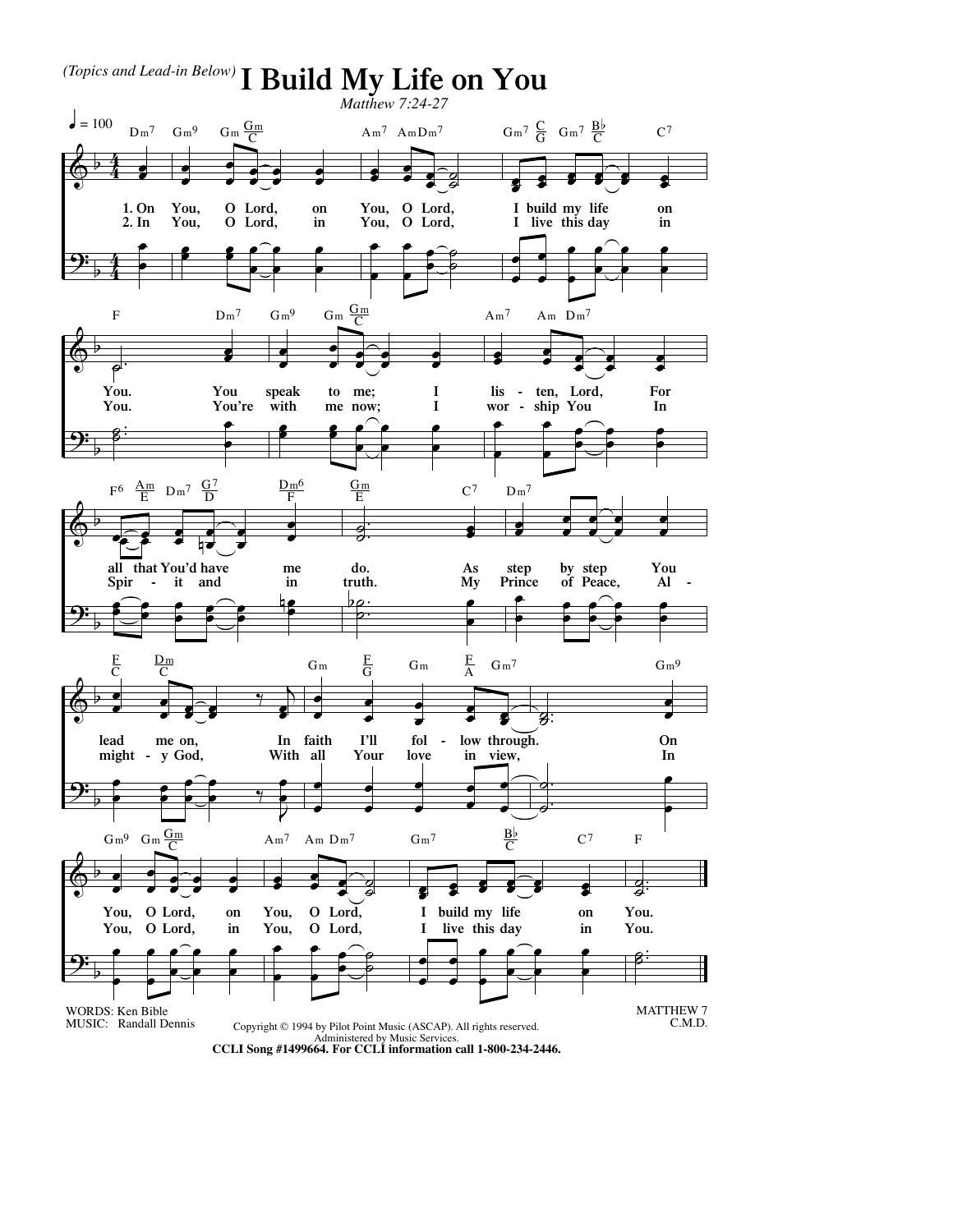*(Topics and Lead-in Below)*

# I Build My Life on You

*Matthew 7:24-27*

♩ = 100

1. On You, O Lord, on You, O Lord, I build my life on You. You speak to me; I listen, Lord, For all that You'd have me do. As step by step You lead me on, In faith I'll follow through. On You, O Lord, on You, O Lord, I build my life on You.

2. In You, O Lord, in You, O Lord, I live this day in You. You're with me now; I worship You In Spirit and in truth. My Prince of Peace, Almighty God, With all Your love in view, In You, O Lord, in You, O Lord, I live this day in You.

WORDS: Ken Bible
MUSIC: Randall Dennis

MATTHEW 7
C.M.D.

Copyright © 1994 by Pilot Point Music (ASCAP). All rights reserved.
Administered by Music Services.
**CCLI Song #1499664. For CCLI information call 1-800-234-2446.**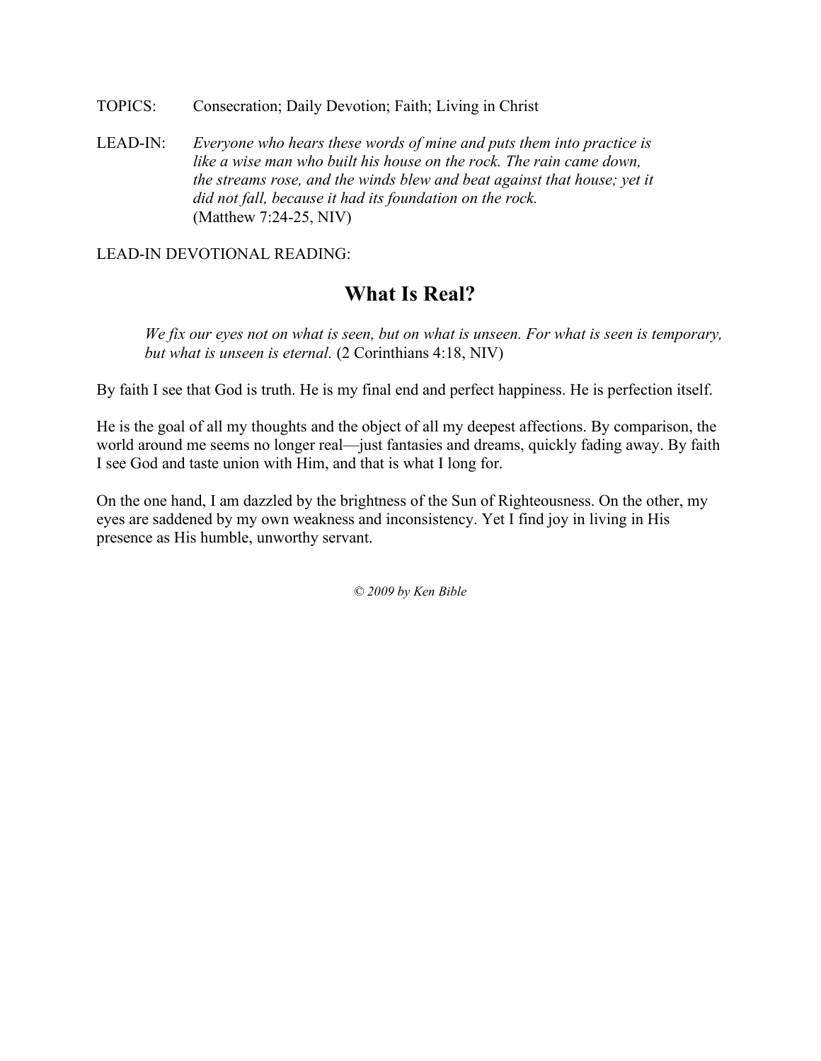TOPICS: Consecration; Daily Devotion; Faith; Living in Christ

LEAD-IN: *Everyone who hears these words of mine and puts them into practice is like a wise man who built his house on the rock. The rain came down, the streams rose, and the winds blew and beat against that house; yet it did not fall, because it had its foundation on the rock.* (Matthew 7:24-25, NIV)

LEAD-IN DEVOTIONAL READING:

## What Is Real?

> *We fix our eyes not on what is seen, but on what is unseen. For what is seen is temporary, but what is unseen is eternal.* (2 Corinthians 4:18, NIV)

By faith I see that God is truth. He is my final end and perfect happiness. He is perfection itself.

He is the goal of all my thoughts and the object of all my deepest affections. By comparison, the world around me seems no longer real—just fantasies and dreams, quickly fading away. By faith I see God and taste union with Him, and that is what I long for.

On the one hand, I am dazzled by the brightness of the Sun of Righteousness. On the other, my eyes are saddened by my own weakness and inconsistency. Yet I find joy in living in His presence as His humble, unworthy servant.

*© 2009 by Ken Bible*